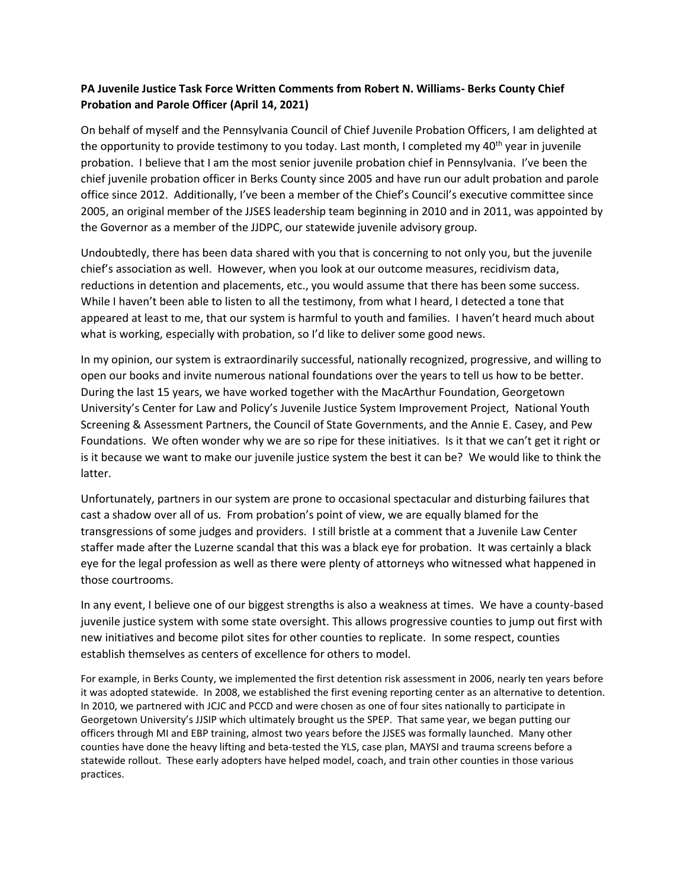**PA Juvenile Justice Task Force Written Comments from Robert N. Williams- Berks County Chief Probation and Parole Officer (April 14, 2021)**

On behalf of myself and the Pennsylvania Council of Chief Juvenile Probation Officers, I am delighted at the opportunity to provide testimony to you today. Last month, I completed my 40th year in juvenile probation. I believe that I am the most senior juvenile probation chief in Pennsylvania. I've been the chief juvenile probation officer in Berks County since 2005 and have run our adult probation and parole office since 2012. Additionally, I've been a member of the Chief's Council's executive committee since 2005, an original member of the JJSES leadership team beginning in 2010 and in 2011, was appointed by the Governor as a member of the JJDPC, our statewide juvenile advisory group.

Undoubtedly, there has been data shared with you that is concerning to not only you, but the juvenile chief's association as well. However, when you look at our outcome measures, recidivism data, reductions in detention and placements, etc., you would assume that there has been some success. While I haven't been able to listen to all the testimony, from what I heard, I detected a tone that appeared at least to me, that our system is harmful to youth and families. I haven't heard much about what is working, especially with probation, so I'd like to deliver some good news.

In my opinion, our system is extraordinarily successful, nationally recognized, progressive, and willing to open our books and invite numerous national foundations over the years to tell us how to be better. During the last 15 years, we have worked together with the MacArthur Foundation, Georgetown University's Center for Law and Policy's Juvenile Justice System Improvement Project, National Youth Screening & Assessment Partners, the Council of State Governments, and the Annie E. Casey, and Pew Foundations. We often wonder why we are so ripe for these initiatives. Is it that we can't get it right or is it because we want to make our juvenile justice system the best it can be? We would like to think the latter.

Unfortunately, partners in our system are prone to occasional spectacular and disturbing failures that cast a shadow over all of us. From probation's point of view, we are equally blamed for the transgressions of some judges and providers. I still bristle at a comment that a Juvenile Law Center staffer made after the Luzerne scandal that this was a black eye for probation. It was certainly a black eye for the legal profession as well as there were plenty of attorneys who witnessed what happened in those courtrooms.

In any event, I believe one of our biggest strengths is also a weakness at times. We have a county-based juvenile justice system with some state oversight. This allows progressive counties to jump out first with new initiatives and become pilot sites for other counties to replicate. In some respect, counties establish themselves as centers of excellence for others to model.

For example, in Berks County, we implemented the first detention risk assessment in 2006, nearly ten years before it was adopted statewide. In 2008, we established the first evening reporting center as an alternative to detention. In 2010, we partnered with JCJC and PCCD and were chosen as one of four sites nationally to participate in Georgetown University's JJSIP which ultimately brought us the SPEP. That same year, we began putting our officers through MI and EBP training, almost two years before the JJSES was formally launched. Many other counties have done the heavy lifting and beta-tested the YLS, case plan, MAYSI and trauma screens before a statewide rollout. These early adopters have helped model, coach, and train other counties in those various practices.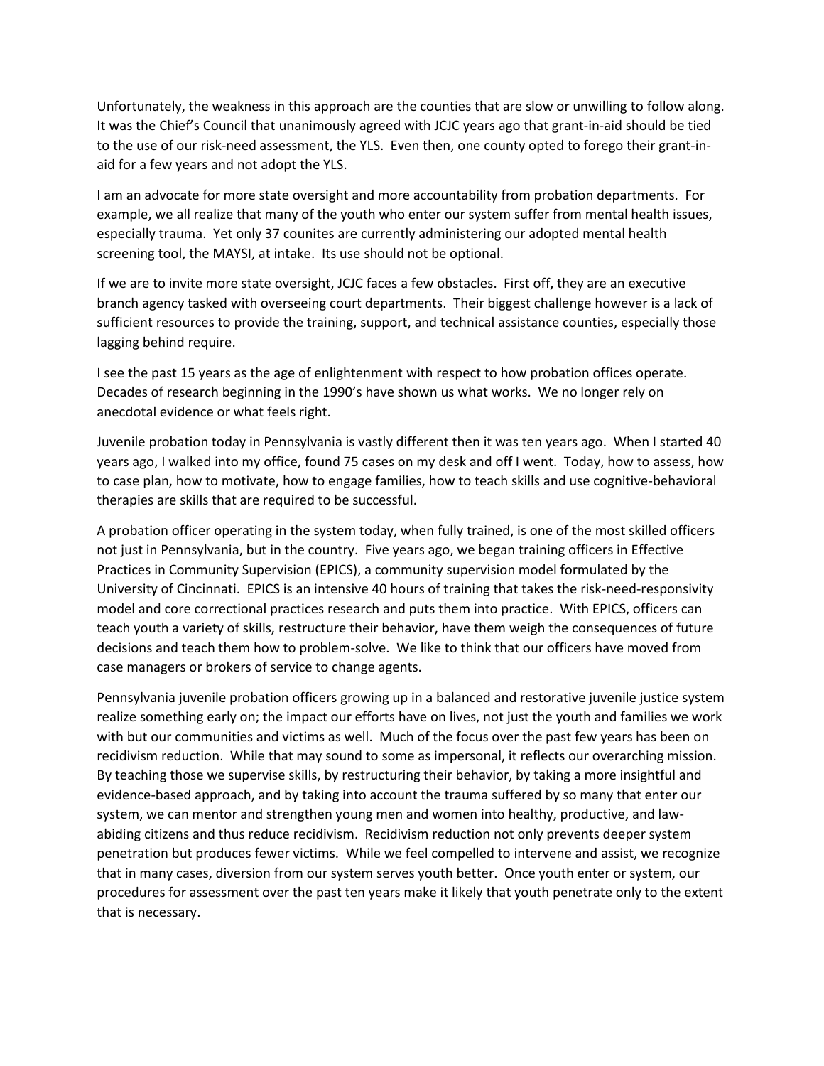Unfortunately, the weakness in this approach are the counties that are slow or unwilling to follow along. It was the Chief's Council that unanimously agreed with JCJC years ago that grant-in-aid should be tied to the use of our risk-need assessment, the YLS. Even then, one county opted to forego their grant-in-aid for a few years and not adopt the YLS.

I am an advocate for more state oversight and more accountability from probation departments. For example, we all realize that many of the youth who enter our system suffer from mental health issues, especially trauma. Yet only 37 counites are currently administering our adopted mental health screening tool, the MAYSI, at intake. Its use should not be optional.

If we are to invite more state oversight, JCJC faces a few obstacles. First off, they are an executive branch agency tasked with overseeing court departments. Their biggest challenge however is a lack of sufficient resources to provide the training, support, and technical assistance counties, especially those lagging behind require.

I see the past 15 years as the age of enlightenment with respect to how probation offices operate. Decades of research beginning in the 1990's have shown us what works. We no longer rely on anecdotal evidence or what feels right.

Juvenile probation today in Pennsylvania is vastly different then it was ten years ago. When I started 40 years ago, I walked into my office, found 75 cases on my desk and off I went. Today, how to assess, how to case plan, how to motivate, how to engage families, how to teach skills and use cognitive-behavioral therapies are skills that are required to be successful.

A probation officer operating in the system today, when fully trained, is one of the most skilled officers not just in Pennsylvania, but in the country. Five years ago, we began training officers in Effective Practices in Community Supervision (EPICS), a community supervision model formulated by the University of Cincinnati. EPICS is an intensive 40 hours of training that takes the risk-need-responsivity model and core correctional practices research and puts them into practice. With EPICS, officers can teach youth a variety of skills, restructure their behavior, have them weigh the consequences of future decisions and teach them how to problem-solve. We like to think that our officers have moved from case managers or brokers of service to change agents.

Pennsylvania juvenile probation officers growing up in a balanced and restorative juvenile justice system realize something early on; the impact our efforts have on lives, not just the youth and families we work with but our communities and victims as well. Much of the focus over the past few years has been on recidivism reduction. While that may sound to some as impersonal, it reflects our overarching mission. By teaching those we supervise skills, by restructuring their behavior, by taking a more insightful and evidence-based approach, and by taking into account the trauma suffered by so many that enter our system, we can mentor and strengthen young men and women into healthy, productive, and law-abiding citizens and thus reduce recidivism. Recidivism reduction not only prevents deeper system penetration but produces fewer victims. While we feel compelled to intervene and assist, we recognize that in many cases, diversion from our system serves youth better. Once youth enter or system, our procedures for assessment over the past ten years make it likely that youth penetrate only to the extent that is necessary.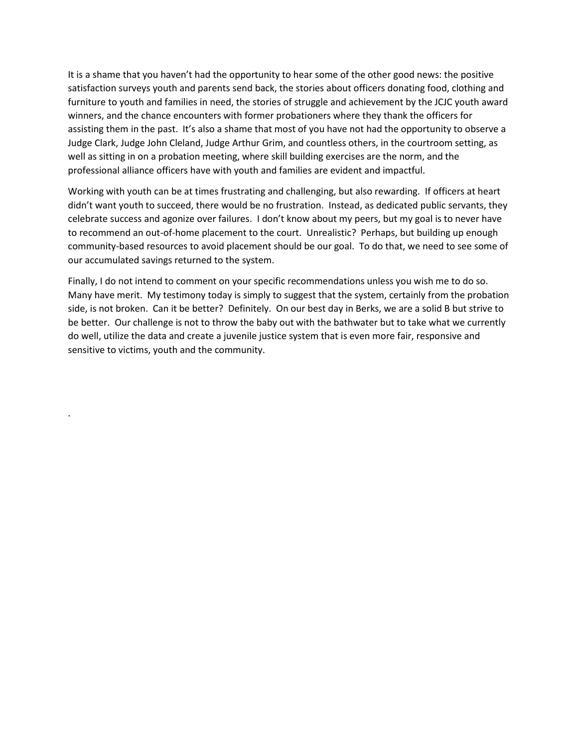It is a shame that you haven't had the opportunity to hear some of the other good news: the positive satisfaction surveys youth and parents send back, the stories about officers donating food, clothing and furniture to youth and families in need, the stories of struggle and achievement by the JCJC youth award winners, and the chance encounters with former probationers where they thank the officers for assisting them in the past. It's also a shame that most of you have not had the opportunity to observe a Judge Clark, Judge John Cleland, Judge Arthur Grim, and countless others, in the courtroom setting, as well as sitting in on a probation meeting, where skill building exercises are the norm, and the professional alliance officers have with youth and families are evident and impactful.

Working with youth can be at times frustrating and challenging, but also rewarding. If officers at heart didn't want youth to succeed, there would be no frustration. Instead, as dedicated public servants, they celebrate success and agonize over failures. I don't know about my peers, but my goal is to never have to recommend an out-of-home placement to the court. Unrealistic? Perhaps, but building up enough community-based resources to avoid placement should be our goal. To do that, we need to see some of our accumulated savings returned to the system.

Finally, I do not intend to comment on your specific recommendations unless you wish me to do so. Many have merit. My testimony today is simply to suggest that the system, certainly from the probation side, is not broken. Can it be better? Definitely. On our best day in Berks, we are a solid B but strive to be better. Our challenge is not to throw the baby out with the bathwater but to take what we currently do well, utilize the data and create a juvenile justice system that is even more fair, responsive and sensitive to victims, youth and the community.